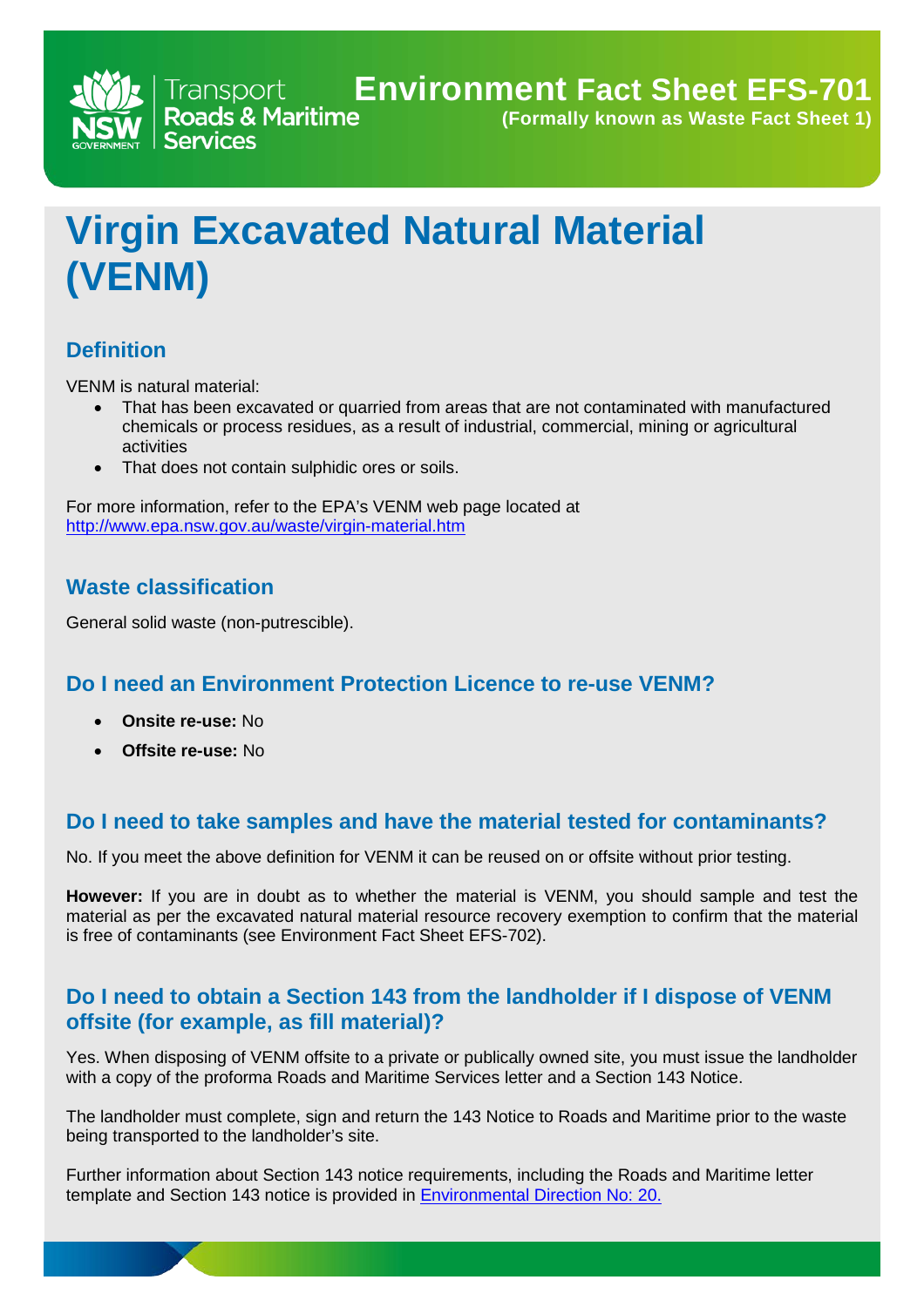Transport Roads & Maritime Services

**Environment Fact Sheet EFS-701**

**(Formally known as Waste Fact Sheet 1)**

# Virgin Excavated Natural Material (VENM)

## Definition

VENM is natural material:

- That has been excavated or quarried from areas that are not contaminated with manufactured chemicals or process residues, as a result of industrial, commercial, mining or agricultural activities
- That does not contain sulphidic ores or soils.

For more information, refer to the EPA's VENM web page located at [http://www.epa.nsw.gov.au/waste/virgin-material.htm](http://www.epa.nsw.gov.au/waste/virgin-material.htm)

## Waste classification

General solid waste (non-putrescible).

## Do I need an Environment Protection Licence to re-use VENM?

- **Onsite re-use:** No
- **Offsite re-use:** No

## Do I need to take samples and have the material tested for contaminants?

No. If you meet the above definition for VENM it can be reused on or offsite without prior testing.

**However:** If you are in doubt as to whether the material is VENM, you should sample and test the material as per the excavated natural material resource recovery exemption to confirm that the material is free of contaminants (see Environment Fact Sheet EFS-702).

## Do I need to obtain a Section 143 from the landholder if I dispose of VENM offsite (for example, as fill material)?

Yes. When disposing of VENM offsite to a private or publically owned site, you must issue the landholder with a copy of the proforma Roads and Maritime Services letter and a Section 143 Notice.

The landholder must complete, sign and return the 143 Notice to Roads and Maritime prior to the waste being transported to the landholder's site.

Further information about Section 143 notice requirements, including the Roads and Maritime letter template and Section 143 notice is provided in Environmental Direction No: 20.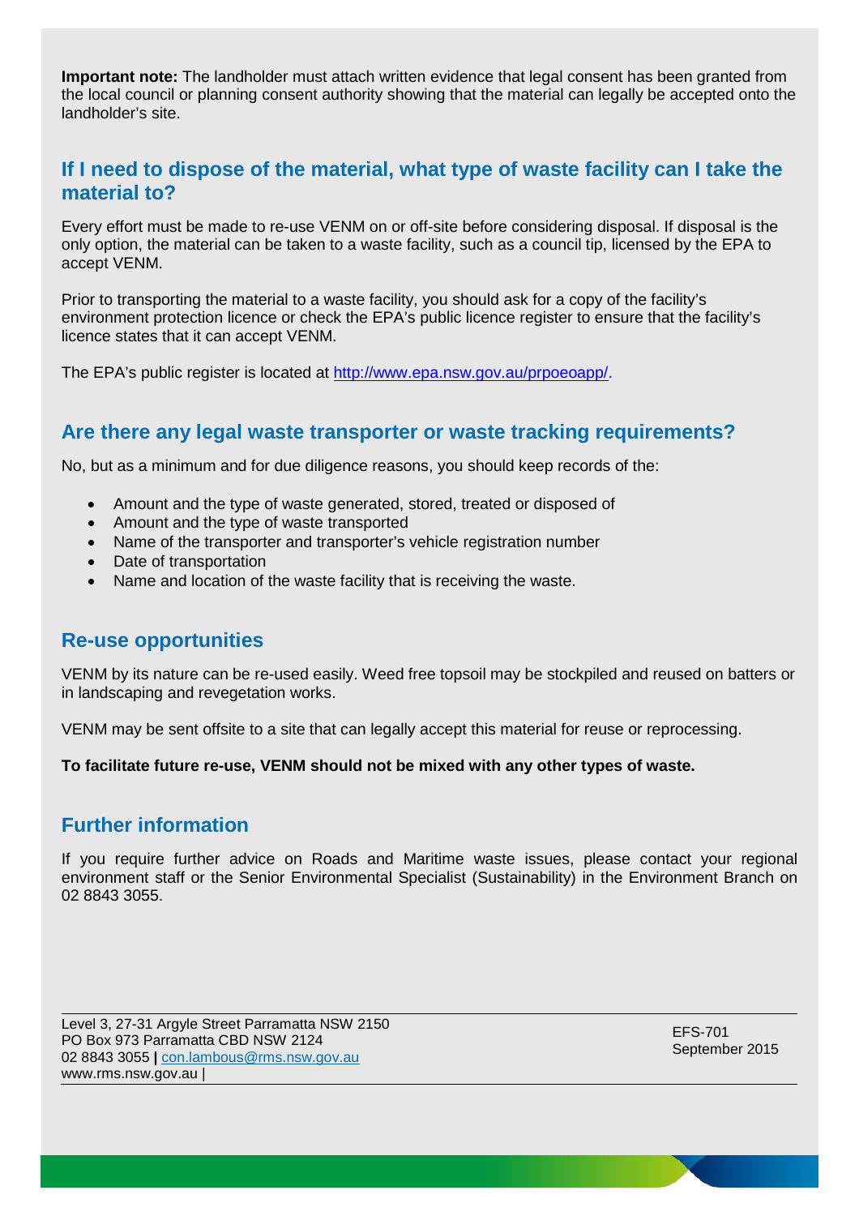**Important note:** The landholder must attach written evidence that legal consent has been granted from the local council or planning consent authority showing that the material can legally be accepted onto the landholder's site.

## If I need to dispose of the material, what type of waste facility can I take the material to?

Every effort must be made to re-use VENM on or off-site before considering disposal. If disposal is the only option, the material can be taken to a waste facility, such as a council tip, licensed by the EPA to accept VENM.

Prior to transporting the material to a waste facility, you should ask for a copy of the facility's environment protection licence or check the EPA's public licence register to ensure that the facility's licence states that it can accept VENM.

The EPA's public register is located at [http://www.epa.nsw.gov.au/prpoeoapp/](http://www.epa.nsw.gov.au/prpoeoapp/).

## Are there any legal waste transporter or waste tracking requirements?

No, but as a minimum and for due diligence reasons, you should keep records of the:

- Amount and the type of waste generated, stored, treated or disposed of
- Amount and the type of waste transported
- Name of the transporter and transporter's vehicle registration number
- Date of transportation
- Name and location of the waste facility that is receiving the waste.

## Re-use opportunities

VENM by its nature can be re-used easily. Weed free topsoil may be stockpiled and reused on batters or in landscaping and revegetation works.

VENM may be sent offsite to a site that can legally accept this material for reuse or reprocessing.

**To facilitate future re-use, VENM should not be mixed with any other types of waste.**

## Further information

If you require further advice on Roads and Maritime waste issues, please contact your regional environment staff or the Senior Environmental Specialist (Sustainability) in the Environment Branch on 02 8843 3055.

Level 3, 27-31 Argyle Street Parramatta NSW 2150
PO Box 973 Parramatta CBD NSW 2124
02 8843 3055 | [con.lambous@rms.nsw.gov.au](mailto:con.lambous@rms.nsw.gov.au)
www.rms.nsw.gov.au |

EFS-701
September 2015